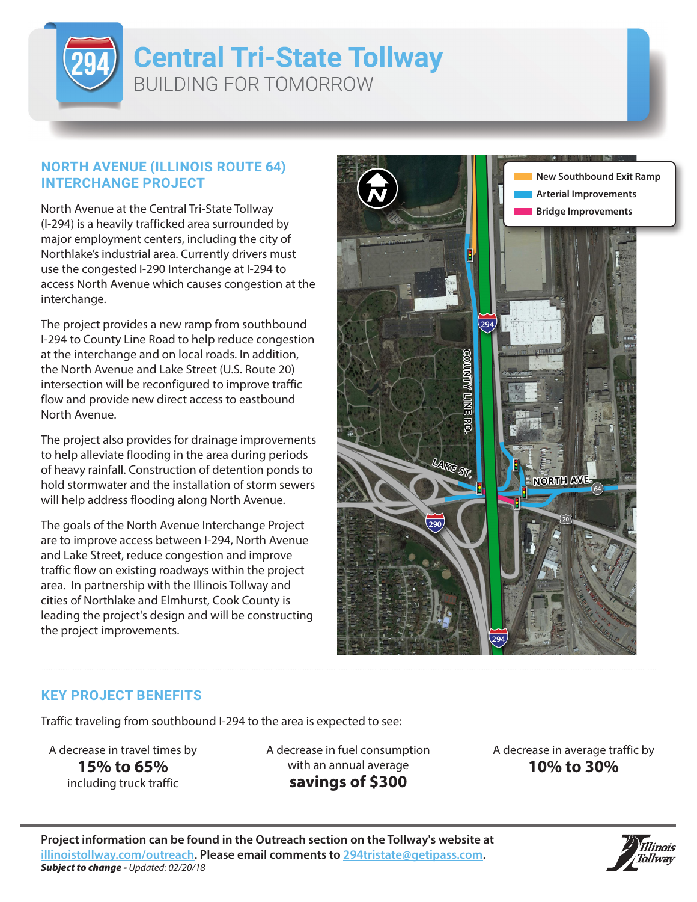# Central Tri-State Tollway

BUILDING FOR TOMORROW

## NORTH AVENUE (ILLINOIS ROUTE 64) INTERCHANGE PROJECT

North Avenue at the Central Tri-State Tollway (I-294) is a heavily trafficked area surrounded by major employment centers, including the city of Northlake's industrial area. Currently drivers must use the congested I-290 Interchange at I-294 to access North Avenue which causes congestion at the interchange.

The project provides a new ramp from southbound I-294 to County Line Road to help reduce congestion at the interchange and on local roads. In addition, the North Avenue and Lake Street (U.S. Route 20) intersection will be reconfigured to improve traffic flow and provide new direct access to eastbound North Avenue.

The project also provides for drainage improvements to help alleviate flooding in the area during periods of heavy rainfall. Construction of detention ponds to hold stormwater and the installation of storm sewers will help address flooding along North Avenue.

The goals of the North Avenue Interchange Project are to improve access between I-294, North Avenue and Lake Street, reduce congestion and improve traffic flow on existing roadways within the project area. In partnership with the Illinois Tollway and cities of Northlake and Elmhurst, Cook County is leading the project's design and will be constructing the project improvements.

- New Southbound Exit Ramp
- Arterial Improvements
- Bridge Improvements

## KEY PROJECT BENEFITS

Traffic traveling from southbound I-294 to the area is expected to see:

A decrease in travel times by **15% to 65%** including truck traffic

A decrease in fuel consumption with an annual average **savings of $300**

A decrease in average traffic by **10% to 30%**

**Project information can be found in the Outreach section on the Tollway's website at illinoistollway.com/outreach. Please email comments to 294tristate@getipass.com.**

***Subject to change*** *- Updated: 02/20/18*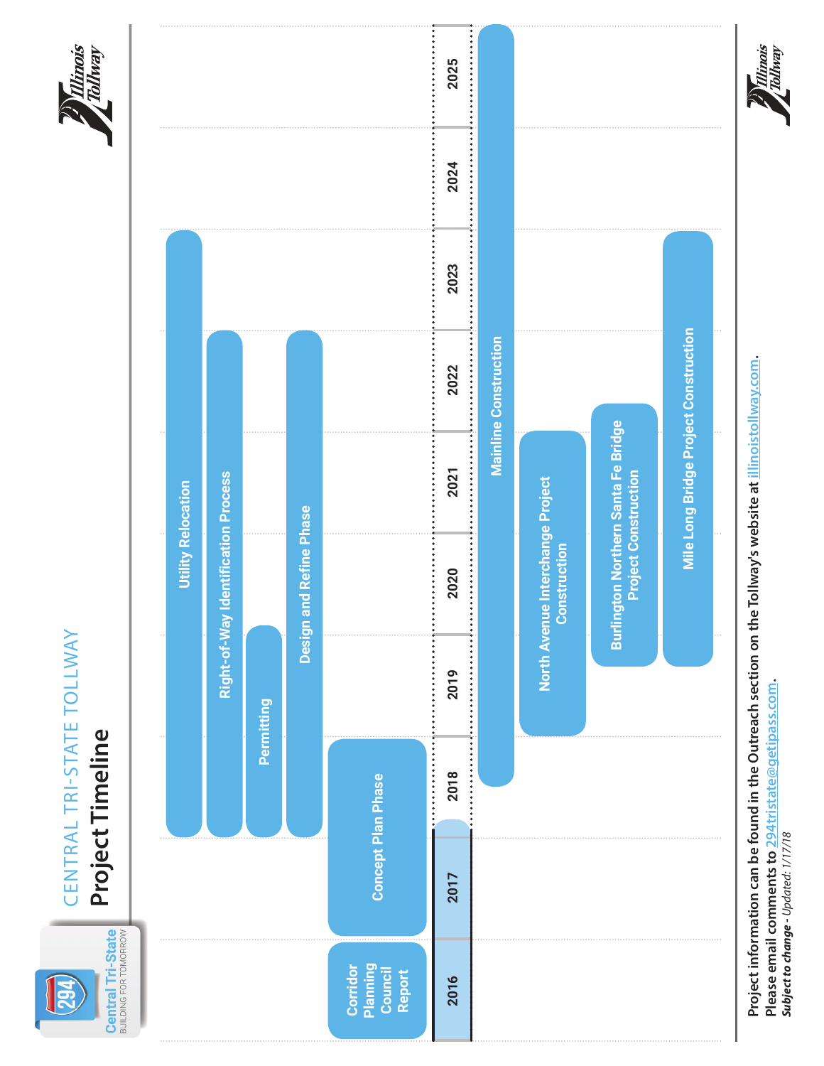CENTRAL TRI-STATE TOLLWAY

# Project Timeline

2016
2017
2018
2019
2020
2021
2022
2023
2024
2025

Corridor Planning Council Report

Concept Plan Phase

Utility Relocation

Right-of-Way Identification Process

Permitting

Design and Refine Phase

Mainline Construction

North Avenue Interchange Project Construction

Burlington Northern Santa Fe Bridge Project Construction

Mile Long Bridge Project Construction

Project information can be found in the Outreach section on the Tollway's website at illinoistollway.com.
Please email comments to 294tristate@getipass.com.
***Subject to change*** - *Updated: 1/17/18*